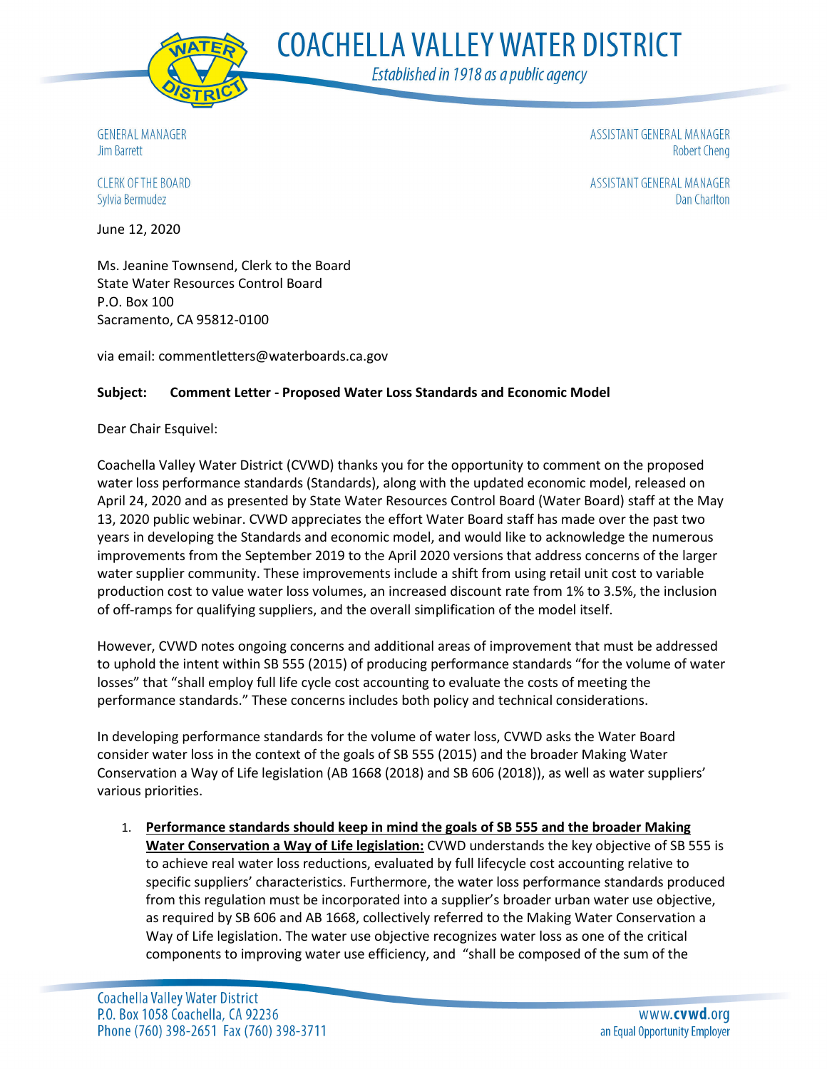# COACHELLA VALLEY WATER DISTRICT

*Established in 1918 as a public agency*

GENERAL MANAGER
Jim Barrett

CLERK OF THE BOARD
Sylvia Bermudez

ASSISTANT GENERAL MANAGER
Robert Cheng

ASSISTANT GENERAL MANAGER
Dan Charlton

June 12, 2020

Ms. Jeanine Townsend, Clerk to the Board
State Water Resources Control Board
P.O. Box 100
Sacramento, CA 95812-0100

via email: commentletters@waterboards.ca.gov

**Subject: Comment Letter - Proposed Water Loss Standards and Economic Model**

Dear Chair Esquivel:

Coachella Valley Water District (CVWD) thanks you for the opportunity to comment on the proposed water loss performance standards (Standards), along with the updated economic model, released on April 24, 2020 and as presented by State Water Resources Control Board (Water Board) staff at the May 13, 2020 public webinar. CVWD appreciates the effort Water Board staff has made over the past two years in developing the Standards and economic model, and would like to acknowledge the numerous improvements from the September 2019 to the April 2020 versions that address concerns of the larger water supplier community. These improvements include a shift from using retail unit cost to variable production cost to value water loss volumes, an increased discount rate from 1% to 3.5%, the inclusion of off-ramps for qualifying suppliers, and the overall simplification of the model itself.

However, CVWD notes ongoing concerns and additional areas of improvement that must be addressed to uphold the intent within SB 555 (2015) of producing performance standards "for the volume of water losses" that "shall employ full life cycle cost accounting to evaluate the costs of meeting the performance standards." These concerns includes both policy and technical considerations.

In developing performance standards for the volume of water loss, CVWD asks the Water Board consider water loss in the context of the goals of SB 555 (2015) and the broader Making Water Conservation a Way of Life legislation (AB 1668 (2018) and SB 606 (2018)), as well as water suppliers' various priorities.

1. **<u>Performance standards should keep in mind the goals of SB 555 and the broader Making Water Conservation a Way of Life legislation:</u>** CVWD understands the key objective of SB 555 is to achieve real water loss reductions, evaluated by full lifecycle cost accounting relative to specific suppliers' characteristics. Furthermore, the water loss performance standards produced from this regulation must be incorporated into a supplier's broader urban water use objective, as required by SB 606 and AB 1668, collectively referred to the Making Water Conservation a Way of Life legislation. The water use objective recognizes water loss as one of the critical components to improving water use efficiency, and "shall be composed of the sum of the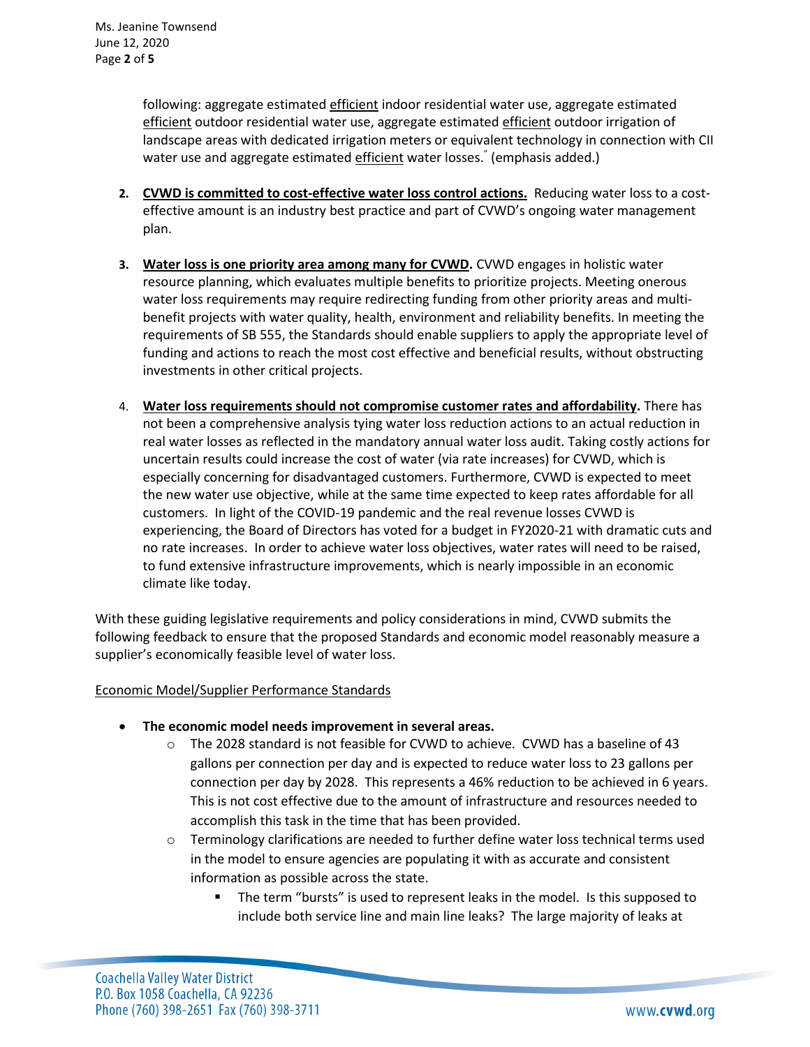following: aggregate estimated <u>efficient</u> indoor residential water use, aggregate estimated <u>efficient</u> outdoor residential water use, aggregate estimated <u>efficient</u> outdoor irrigation of landscape areas with dedicated irrigation meters or equivalent technology in connection with CII water use and aggregate estimated <u>efficient</u> water losses." (emphasis added.)

2. **<u>CVWD is committed to cost-effective water loss control actions.</u>** Reducing water loss to a cost-effective amount is an industry best practice and part of CVWD's ongoing water management plan.

3. **<u>Water loss is one priority area among many for CVWD</u>.** CVWD engages in holistic water resource planning, which evaluates multiple benefits to prioritize projects. Meeting onerous water loss requirements may require redirecting funding from other priority areas and multi-benefit projects with water quality, health, environment and reliability benefits. In meeting the requirements of SB 555, the Standards should enable suppliers to apply the appropriate level of funding and actions to reach the most cost effective and beneficial results, without obstructing investments in other critical projects.

4. **<u>Water loss requirements should not compromise customer rates and affordability</u>.** There has not been a comprehensive analysis tying water loss reduction actions to an actual reduction in real water losses as reflected in the mandatory annual water loss audit. Taking costly actions for uncertain results could increase the cost of water (via rate increases) for CVWD, which is especially concerning for disadvantaged customers. Furthermore, CVWD is expected to meet the new water use objective, while at the same time expected to keep rates affordable for all customers. In light of the COVID-19 pandemic and the real revenue losses CVWD is experiencing, the Board of Directors has voted for a budget in FY2020-21 with dramatic cuts and no rate increases. In order to achieve water loss objectives, water rates will need to be raised, to fund extensive infrastructure improvements, which is nearly impossible in an economic climate like today.

With these guiding legislative requirements and policy considerations in mind, CVWD submits the following feedback to ensure that the proposed Standards and economic model reasonably measure a supplier's economically feasible level of water loss.

<u>Economic Model/Supplier Performance Standards</u>

- **The economic model needs improvement in several areas.**
  - The 2028 standard is not feasible for CVWD to achieve. CVWD has a baseline of 43 gallons per connection per day and is expected to reduce water loss to 23 gallons per connection per day by 2028. This represents a 46% reduction to be achieved in 6 years. This is not cost effective due to the amount of infrastructure and resources needed to accomplish this task in the time that has been provided.
  - Terminology clarifications are needed to further define water loss technical terms used in the model to ensure agencies are populating it with as accurate and consistent information as possible across the state.
    - The term "bursts" is used to represent leaks in the model. Is this supposed to include both service line and main line leaks? The large majority of leaks at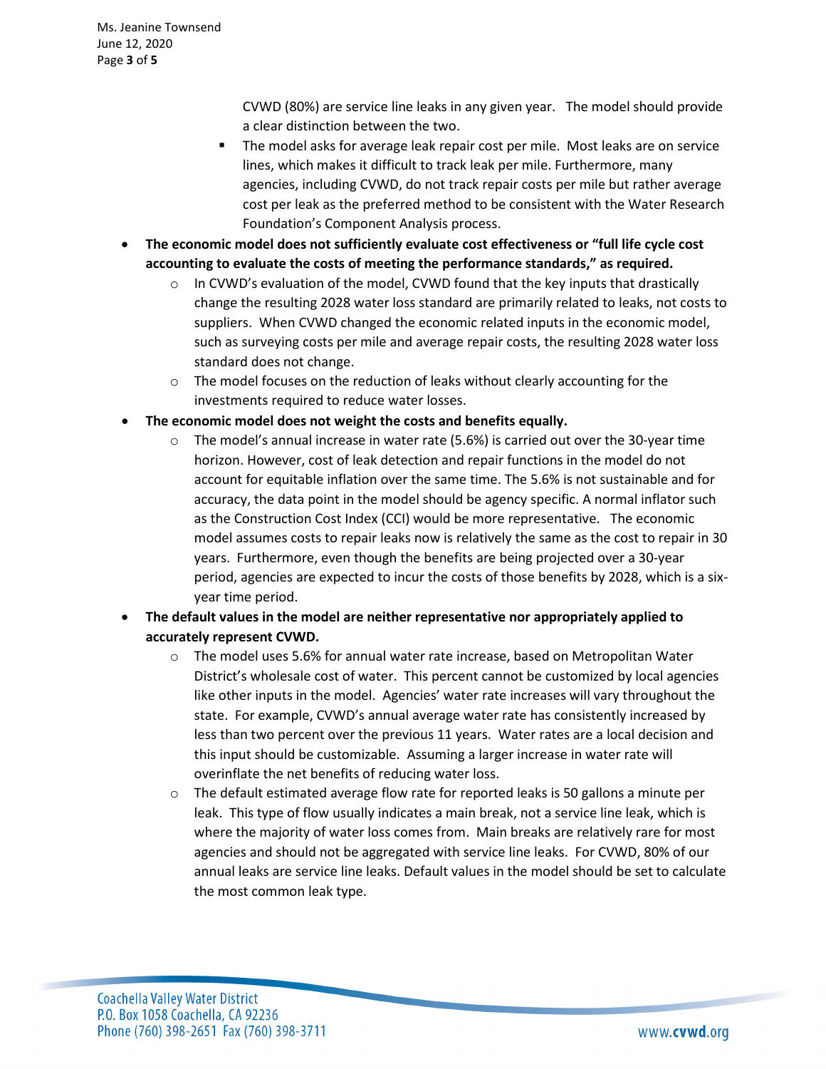CVWD (80%) are service line leaks in any given year. The model should provide a clear distinction between the two.

        - The model asks for average leak repair cost per mile. Most leaks are on service lines, which makes it difficult to track leak per mile. Furthermore, many agencies, including CVWD, do not track repair costs per mile but rather average cost per leak as the preferred method to be consistent with the Water Research Foundation's Component Analysis process.

- **The economic model does not sufficiently evaluate cost effectiveness or "full life cycle cost accounting to evaluate the costs of meeting the performance standards," as required.**
    - In CVWD's evaluation of the model, CVWD found that the key inputs that drastically change the resulting 2028 water loss standard are primarily related to leaks, not costs to suppliers. When CVWD changed the economic related inputs in the economic model, such as surveying costs per mile and average repair costs, the resulting 2028 water loss standard does not change.
    - The model focuses on the reduction of leaks without clearly accounting for the investments required to reduce water losses.
- **The economic model does not weight the costs and benefits equally.**
    - The model's annual increase in water rate (5.6%) is carried out over the 30-year time horizon. However, cost of leak detection and repair functions in the model do not account for equitable inflation over the same time. The 5.6% is not sustainable and for accuracy, the data point in the model should be agency specific. A normal inflator such as the Construction Cost Index (CCI) would be more representative. The economic model assumes costs to repair leaks now is relatively the same as the cost to repair in 30 years. Furthermore, even though the benefits are being projected over a 30-year period, agencies are expected to incur the costs of those benefits by 2028, which is a six-year time period.
- **The default values in the model are neither representative nor appropriately applied to accurately represent CVWD.**
    - The model uses 5.6% for annual water rate increase, based on Metropolitan Water District's wholesale cost of water. This percent cannot be customized by local agencies like other inputs in the model. Agencies' water rate increases will vary throughout the state. For example, CVWD's annual average water rate has consistently increased by less than two percent over the previous 11 years. Water rates are a local decision and this input should be customizable. Assuming a larger increase in water rate will overinflate the net benefits of reducing water loss.
    - The default estimated average flow rate for reported leaks is 50 gallons a minute per leak. This type of flow usually indicates a main break, not a service line leak, which is where the majority of water loss comes from. Main breaks are relatively rare for most agencies and should not be aggregated with service line leaks. For CVWD, 80% of our annual leaks are service line leaks. Default values in the model should be set to calculate the most common leak type.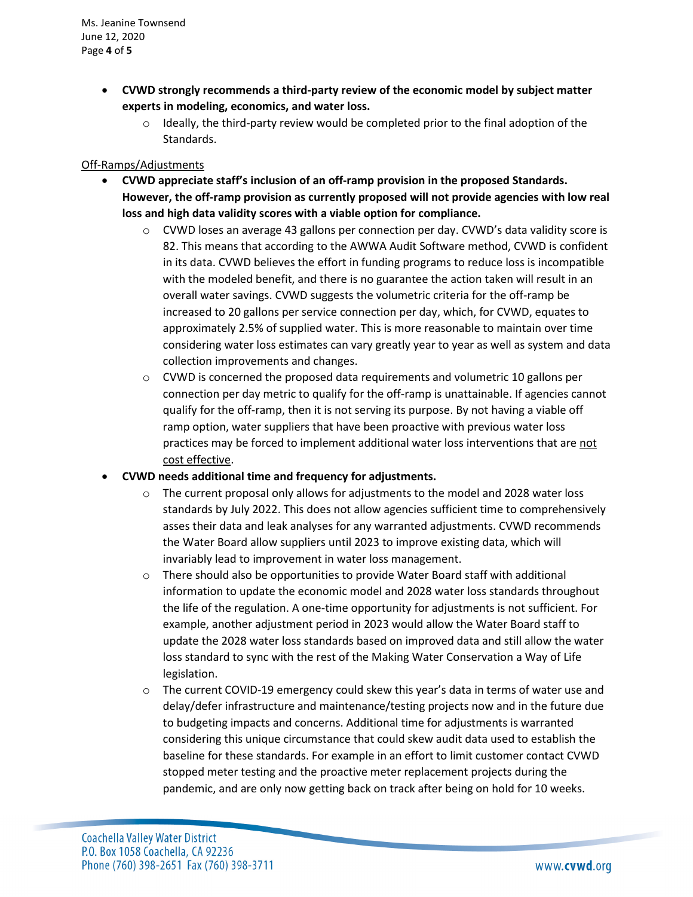- **CVWD strongly recommends a third-party review of the economic model by subject matter experts in modeling, economics, and water loss.**
    - Ideally, the third-party review would be completed prior to the final adoption of the Standards.

<u>Off-Ramps/Adjustments</u>

- **CVWD appreciate staff's inclusion of an off-ramp provision in the proposed Standards. However, the off-ramp provision as currently proposed will not provide agencies with low real loss and high data validity scores with a viable option for compliance.**
    - CVWD loses an average 43 gallons per connection per day. CVWD's data validity score is 82. This means that according to the AWWA Audit Software method, CVWD is confident in its data. CVWD believes the effort in funding programs to reduce loss is incompatible with the modeled benefit, and there is no guarantee the action taken will result in an overall water savings. CVWD suggests the volumetric criteria for the off-ramp be increased to 20 gallons per service connection per day, which, for CVWD, equates to approximately 2.5% of supplied water. This is more reasonable to maintain over time considering water loss estimates can vary greatly year to year as well as system and data collection improvements and changes.
    - CVWD is concerned the proposed data requirements and volumetric 10 gallons per connection per day metric to qualify for the off-ramp is unattainable. If agencies cannot qualify for the off-ramp, then it is not serving its purpose. By not having a viable off ramp option, water suppliers that have been proactive with previous water loss practices may be forced to implement additional water loss interventions that are <u>not cost effective</u>.
- **CVWD needs additional time and frequency for adjustments.**
    - The current proposal only allows for adjustments to the model and 2028 water loss standards by July 2022. This does not allow agencies sufficient time to comprehensively asses their data and leak analyses for any warranted adjustments. CVWD recommends the Water Board allow suppliers until 2023 to improve existing data, which will invariably lead to improvement in water loss management.
    - There should also be opportunities to provide Water Board staff with additional information to update the economic model and 2028 water loss standards throughout the life of the regulation. A one-time opportunity for adjustments is not sufficient. For example, another adjustment period in 2023 would allow the Water Board staff to update the 2028 water loss standards based on improved data and still allow the water loss standard to sync with the rest of the Making Water Conservation a Way of Life legislation.
    - The current COVID-19 emergency could skew this year's data in terms of water use and delay/defer infrastructure and maintenance/testing projects now and in the future due to budgeting impacts and concerns. Additional time for adjustments is warranted considering this unique circumstance that could skew audit data used to establish the baseline for these standards. For example in an effort to limit customer contact CVWD stopped meter testing and the proactive meter replacement projects during the pandemic, and are only now getting back on track after being on hold for 10 weeks.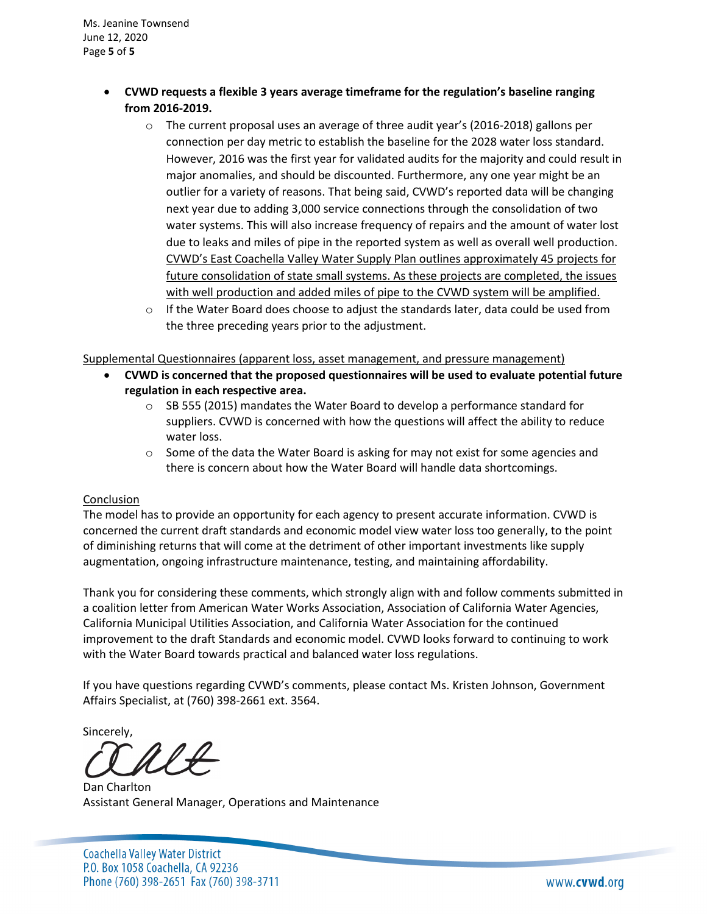- **CVWD requests a flexible 3 years average timeframe for the regulation's baseline ranging from 2016-2019.**
  - The current proposal uses an average of three audit year's (2016-2018) gallons per connection per day metric to establish the baseline for the 2028 water loss standard. However, 2016 was the first year for validated audits for the majority and could result in major anomalies, and should be discounted. Furthermore, any one year might be an outlier for a variety of reasons. That being said, CVWD's reported data will be changing next year due to adding 3,000 service connections through the consolidation of two water systems. This will also increase frequency of repairs and the amount of water lost due to leaks and miles of pipe in the reported system as well as overall well production. <u>CVWD's East Coachella Valley Water Supply Plan outlines approximately 45 projects for future consolidation of state small systems. As these projects are completed, the issues with well production and added miles of pipe to the CVWD system will be amplified.</u>
  - If the Water Board does choose to adjust the standards later, data could be used from the three preceding years prior to the adjustment.

<u>Supplemental Questionnaires (apparent loss, asset management, and pressure management)</u>

- **CVWD is concerned that the proposed questionnaires will be used to evaluate potential future regulation in each respective area.**
  - SB 555 (2015) mandates the Water Board to develop a performance standard for suppliers. CVWD is concerned with how the questions will affect the ability to reduce water loss.
  - Some of the data the Water Board is asking for may not exist for some agencies and there is concern about how the Water Board will handle data shortcomings.

<u>Conclusion</u>

The model has to provide an opportunity for each agency to present accurate information. CVWD is concerned the current draft standards and economic model view water loss too generally, to the point of diminishing returns that will come at the detriment of other important investments like supply augmentation, ongoing infrastructure maintenance, testing, and maintaining affordability.

Thank you for considering these comments, which strongly align with and follow comments submitted in a coalition letter from American Water Works Association, Association of California Water Agencies, California Municipal Utilities Association, and California Water Association for the continued improvement to the draft Standards and economic model. CVWD looks forward to continuing to work with the Water Board towards practical and balanced water loss regulations.

If you have questions regarding CVWD's comments, please contact Ms. Kristen Johnson, Government Affairs Specialist, at (760) 398-2661 ext. 3564.

Sincerely,

Dan Charlton
Assistant General Manager, Operations and Maintenance